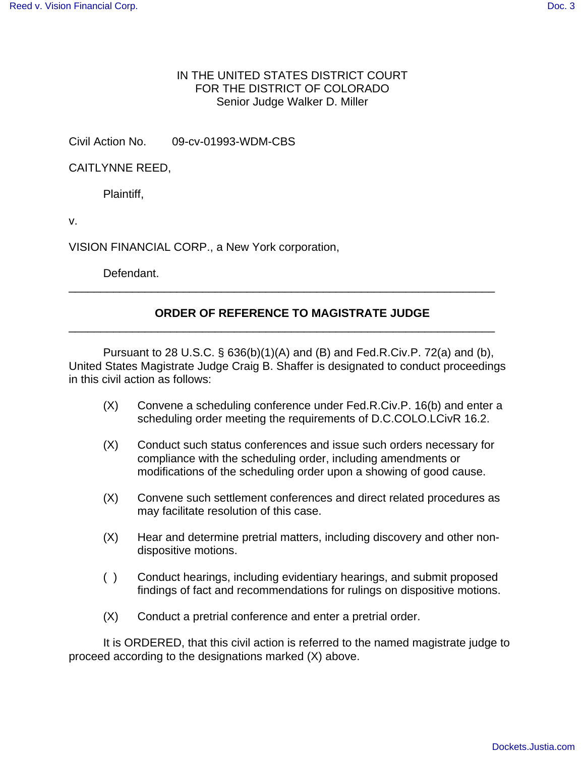IN THE UNITED STATES DISTRICT COURT
FOR THE DISTRICT OF COLORADO
Senior Judge Walker D. Miller

Civil Action No. 09-cv-01993-WDM-CBS

CAITLYNNE REED,

Plaintiff,

v.

VISION FINANCIAL CORP., a New York corporation,

Defendant.

---

## ORDER OF REFERENCE TO MAGISTRATE JUDGE

---

Pursuant to 28 U.S.C. § 636(b)(1)(A) and (B) and Fed.R.Civ.P. 72(a) and (b), United States Magistrate Judge Craig B. Shaffer is designated to conduct proceedings in this civil action as follows:

(X) Convene a scheduling conference under Fed.R.Civ.P. 16(b) and enter a scheduling order meeting the requirements of D.C.COLO.LCivR 16.2.

(X) Conduct such status conferences and issue such orders necessary for compliance with the scheduling order, including amendments or modifications of the scheduling order upon a showing of good cause.

(X) Convene such settlement conferences and direct related procedures as may facilitate resolution of this case.

(X) Hear and determine pretrial matters, including discovery and other non-dispositive motions.

( ) Conduct hearings, including evidentiary hearings, and submit proposed findings of fact and recommendations for rulings on dispositive motions.

(X) Conduct a pretrial conference and enter a pretrial order.

It is ORDERED, that this civil action is referred to the named magistrate judge to proceed according to the designations marked (X) above.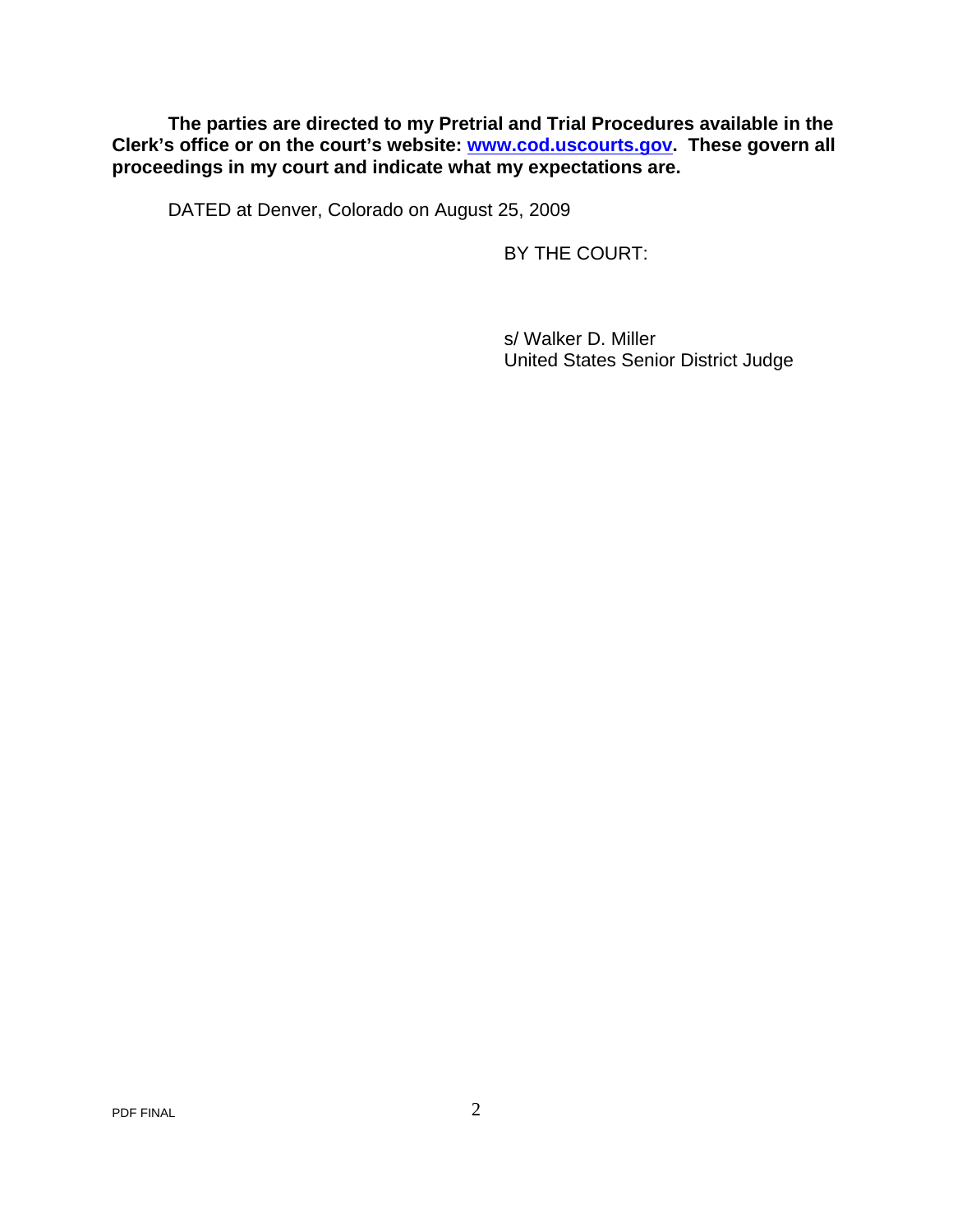**The parties are directed to my Pretrial and Trial Procedures available in the Clerk's office or on the court's website: [www.cod.uscourts.gov](http://www.cod.uscourts.gov). These govern all proceedings in my court and indicate what my expectations are.**

DATED at Denver, Colorado on August 25, 2009

BY THE COURT:

s/ Walker D. Miller
United States Senior District Judge

PDF FINAL